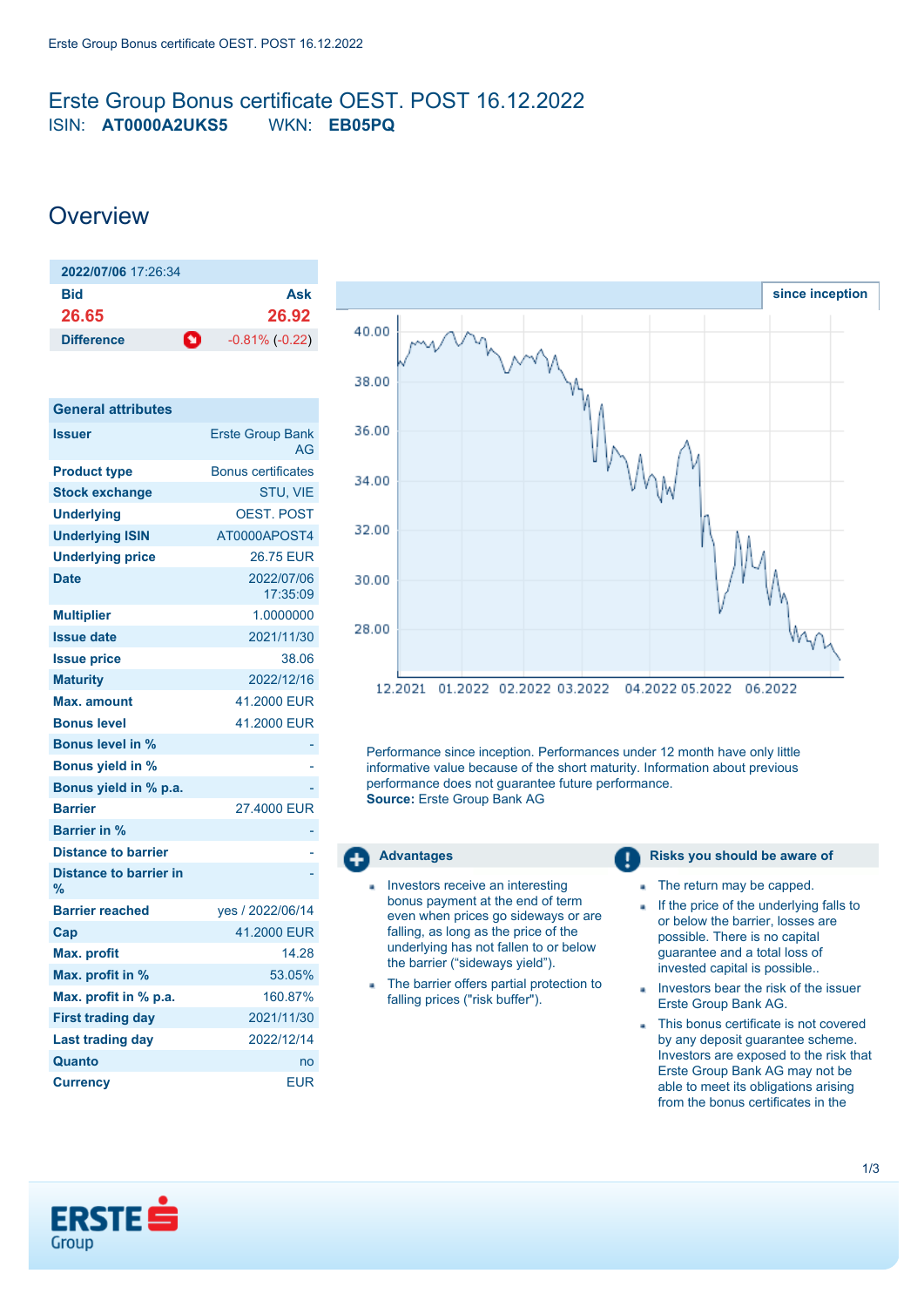# Erste Group Bonus certificate OEST. POST 16.12.2022

ISIN: **AT0000A2UKS5** WKN: **EB05PQ**

## Overview

| 2022/07/06 17:26:34 | |
|---|---|
| **Bid** | **Ask** |
| **26.65** | **26.92** |
| **Difference** | -0.81% (-0.22) |

| General attributes | |
|---|---|
| **Issuer** | Erste Group Bank AG |
| **Product type** | Bonus certificates |
| **Stock exchange** | STU, VIE |
| **Underlying** | OEST. POST |
| **Underlying ISIN** | AT0000APOST4 |
| **Underlying price** | 26.75 EUR |
| **Date** | 2022/07/06 17:35:09 |
| **Multiplier** | 1.0000000 |
| **Issue date** | 2021/11/30 |
| **Issue price** | 38.06 |
| **Maturity** | 2022/12/16 |
| **Max. amount** | 41.2000 EUR |
| **Bonus level** | 41.2000 EUR |
| **Bonus level in %** | - |
| **Bonus yield in %** | - |
| **Bonus yield in % p.a.** | - |
| **Barrier** | 27.4000 EUR |
| **Barrier in %** | - |
| **Distance to barrier** | - |
| **Distance to barrier in %** | - |
| **Barrier reached** | yes / 2022/06/14 |
| **Cap** | 41.2000 EUR |
| **Max. profit** | 14.28 |
| **Max. profit in %** | 53.05% |
| **Max. profit in % p.a.** | 160.87% |
| **First trading day** | 2021/11/30 |
| **Last trading day** | 2022/12/14 |
| **Quanto** | no |
| **Currency** | EUR |

since inception

Performance since inception. Performances under 12 month have only little informative value because of the short maturity. Information about previous performance does not guarantee future performance.
**Source:** Erste Group Bank AG

### Advantages

- Investors receive an interesting bonus payment at the end of term even when prices go sideways or are falling, as long as the underlying has not fallen to or below the barrier ("sideways yield").
- The barrier offers partial protection to falling prices ("risk buffer").

### Risks you should be aware of

- The return may be capped.
- If the price of the underlying falls to or below the barrier, losses are possible. There is no capital guarantee and a total loss of invested capital is possible..
- Investors bear the risk of the issuer Erste Group Bank AG.
- This bonus certificate is not covered by any deposit guarantee scheme. Investors are exposed to the risk that Erste Group Bank AG may not be able to meet its obligations arising from the bonus certificates in the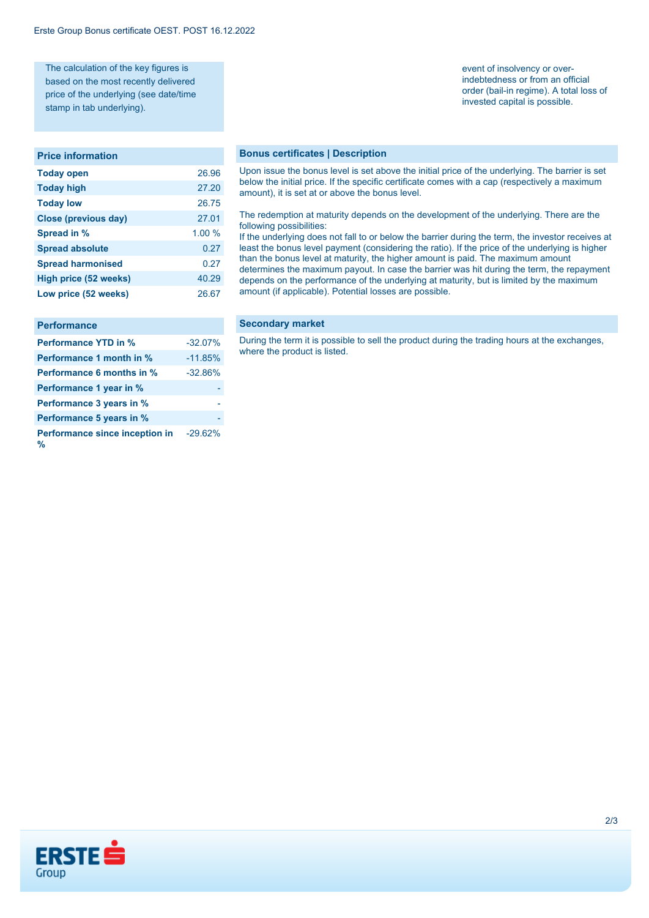The calculation of the key figures is based on the most recently delivered price of the underlying (see date/time stamp in tab underlying).

event of insolvency or over-indebtedness or from an official order (bail-in regime). A total loss of invested capital is possible.

## Price information

| Price information | |
|---|---|
| **Today open** | 26.96 |
| **Today high** | 27.20 |
| **Today low** | 26.75 |
| **Close (previous day)** | 27.01 |
| **Spread in %** | 1.00 % |
| **Spread absolute** | 0.27 |
| **Spread harmonised** | 0.27 |
| **High price (52 weeks)** | 40.29 |
| **Low price (52 weeks)** | 26.67 |

## Performance

| Performance | |
|---|---|
| **Performance YTD in %** | -32.07% |
| **Performance 1 month in %** | -11.85% |
| **Performance 6 months in %** | -32.86% |
| **Performance 1 year in %** | - |
| **Performance 3 years in %** | - |
| **Performance 5 years in %** | - |
| **Performance since inception in %** | -29.62% |

## Bonus certificates | Description

Upon issue the bonus level is set above the initial price of the underlying. The barrier is set below the initial price. If the specific certificate comes with a cap (respectively a maximum amount), it is set at or above the bonus level.

The redemption at maturity depends on the development of the underlying. There are the following possibilities:
If the underlying does not fall to or below the barrier during the term, the investor receives at least the bonus level payment (considering the ratio). If the price of the underlying is higher than the bonus level at maturity, the higher amount is paid. The maximum amount determines the maximum payout. In case the barrier was hit during the term, the repayment depends on the performance of the underlying at maturity, but is limited by the maximum amount (if applicable). Potential losses are possible.

## Secondary market

During the term it is possible to sell the product during the trading hours at the exchanges, where the product is listed.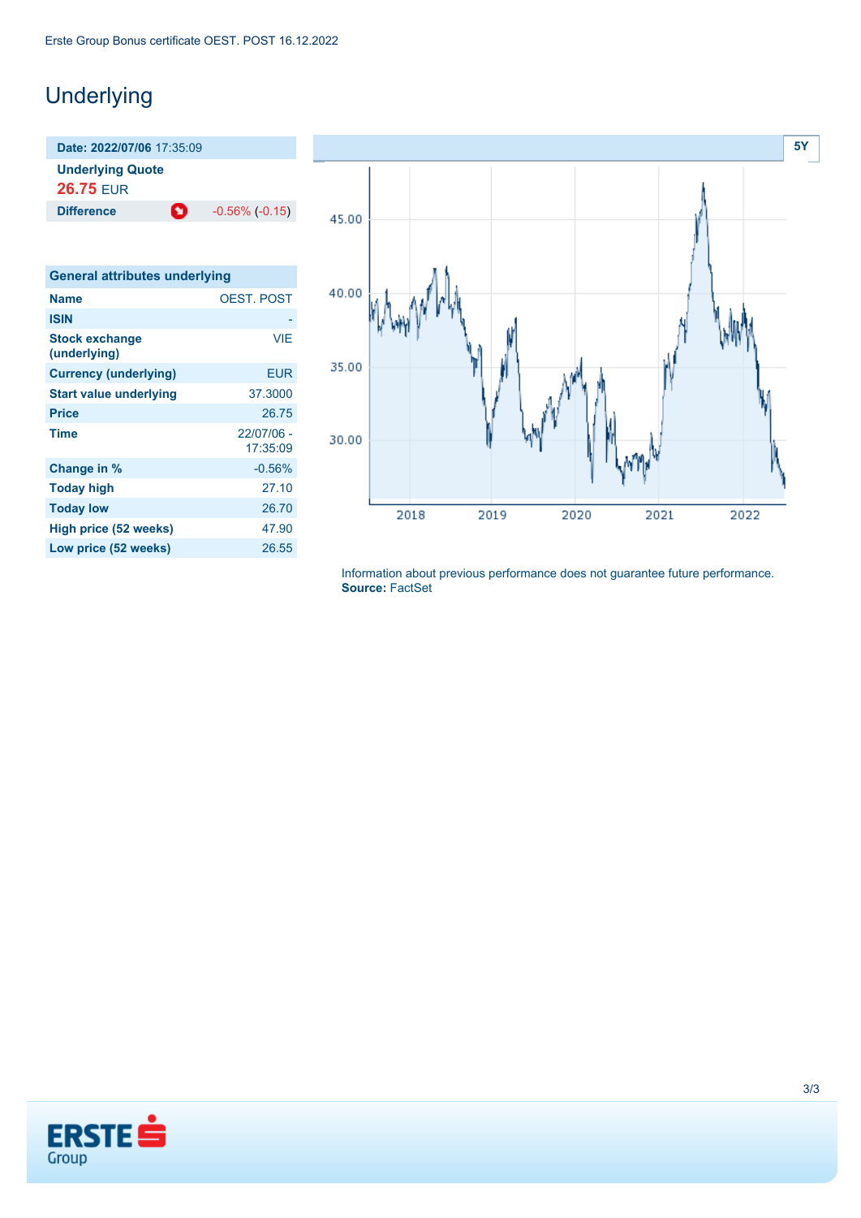# Underlying

**Date: 2022/07/06** 17:35:09

**Underlying Quote**
**26.75** EUR

| | |
|---|---|
| **Difference** | -0.56% (-0.15) |

| General attributes underlying | |
|---|---|
| **Name** | OEST. POST |
| **ISIN** | - |
| **Stock exchange (underlying)** | VIE |
| **Currency (underlying)** | EUR |
| **Start value underlying** | 37.3000 |
| **Price** | 26.75 |
| **Time** | 22/07/06 - 17:35:09 |
| **Change in %** | -0.56% |
| **Today high** | 27.10 |
| **Today low** | 26.70 |
| **High price (52 weeks)** | 47.90 |
| **Low price (52 weeks)** | 26.55 |

5Y

45.00
40.00
35.00
30.00

2018
2019
2020
2021
2022

Information about previous performance does not guarantee future performance.
**Source:** FactSet